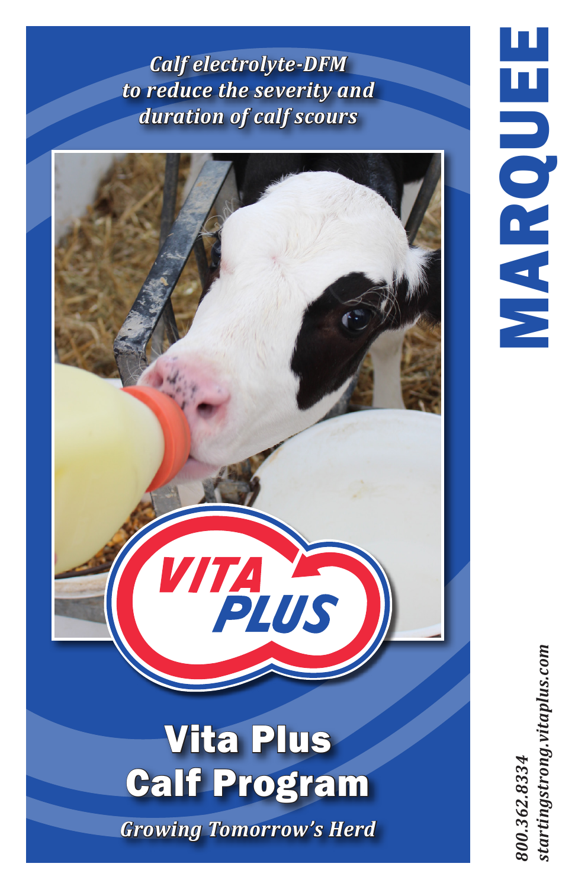# MARQUEE

*Calf electrolyte-DFM to reduce the severity and duration of calf scours*

VITA PLUS

## Vita Plus Calf Program

*Growing Tomorrow's Herd*

*800.362.8334*
*startingstrong.vitaplus.com*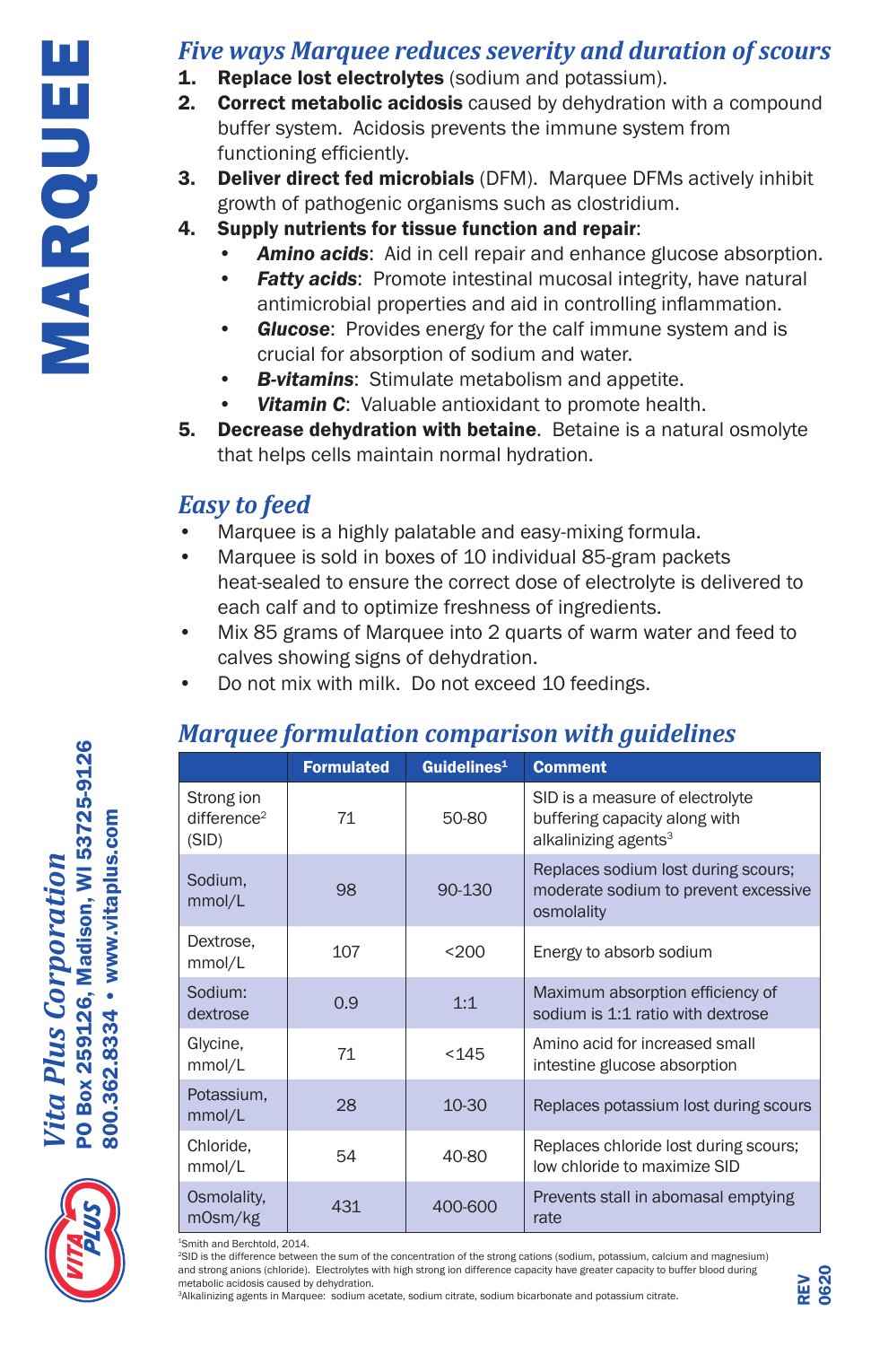MARQUEE

## *Five ways Marquee reduces severity and duration of scours*

1. **Replace lost electrolytes** (sodium and potassium).
2. **Correct metabolic acidosis** caused by dehydration with a compound buffer system. Acidosis prevents the immune system from functioning efficiently.
3. **Deliver direct fed microbials** (DFM). Marquee DFMs actively inhibit growth of pathogenic organisms such as clostridium.
4. **Supply nutrients for tissue function and repair**:
   - ***Amino acids***: Aid in cell repair and enhance glucose absorption.
   - ***Fatty acids***: Promote intestinal mucosal integrity, have natural antimicrobial properties and aid in controlling inflammation.
   - ***Glucose***: Provides energy for the calf immune system and is crucial for absorption of sodium and water.
   - ***B-vitamins***: Stimulate metabolism and appetite.
   - ***Vitamin C***: Valuable antioxidant to promote health.
5. **Decrease dehydration with betaine**. Betaine is a natural osmolyte that helps cells maintain normal hydration.

## *Easy to feed*

- Marquee is a highly palatable and easy-mixing formula.
- Marquee is sold in boxes of 10 individual 85-gram packets heat-sealed to ensure the correct dose of electrolyte is delivered to each calf and to optimize freshness of ingredients.
- Mix 85 grams of Marquee into 2 quarts of warm water and feed to calves showing signs of dehydration.
- Do not mix with milk. Do not exceed 10 feedings.

## *Marquee formulation comparison with guidelines*

| | Formulated | Guidelines[1] | Comment |
|---|---|---|---|
| Strong ion difference[2] (SID) | 71 | 50-80 | SID is a measure of electrolyte buffering capacity along with alkalinizing agents[3] |
| Sodium, mmol/L | 98 | 90-130 | Replaces sodium lost during scours; moderate sodium to prevent excessive osmolality |
| Dextrose, mmol/L | 107 | <200 | Energy to absorb sodium |
| Sodium: dextrose | 0.9 | 1:1 | Maximum absorption efficiency of sodium is 1:1 ratio with dextrose |
| Glycine, mmol/L | 71 | <145 | Amino acid for increased small intestine glucose absorption |
| Potassium, mmol/L | 28 | 10-30 | Replaces potassium lost during scours |
| Chloride, mmol/L | 54 | 40-80 | Replaces chloride lost during scours; low chloride to maximize SID |
| Osmolality, mOsm/kg | 431 | 400-600 | Prevents stall in abomasal emptying rate |

[1]Smith and Berchtold, 2014.
[2]SID is the difference between the sum of the concentration of the strong cations (sodium, potassium, calcium and magnesium) and strong anions (chloride). Electrolytes with high strong ion difference capacity have greater capacity to buffer blood during metabolic acidosis caused by dehydration.
[3]Alkalinizing agents in Marquee: sodium acetate, sodium citrate, sodium bicarbonate and potassium citrate.

*Vita Plus Corporation*
**PO Box 259126, Madison, WI 53725-9126**
**800.362.8334 • www.vitaplus.com**

REV 0620